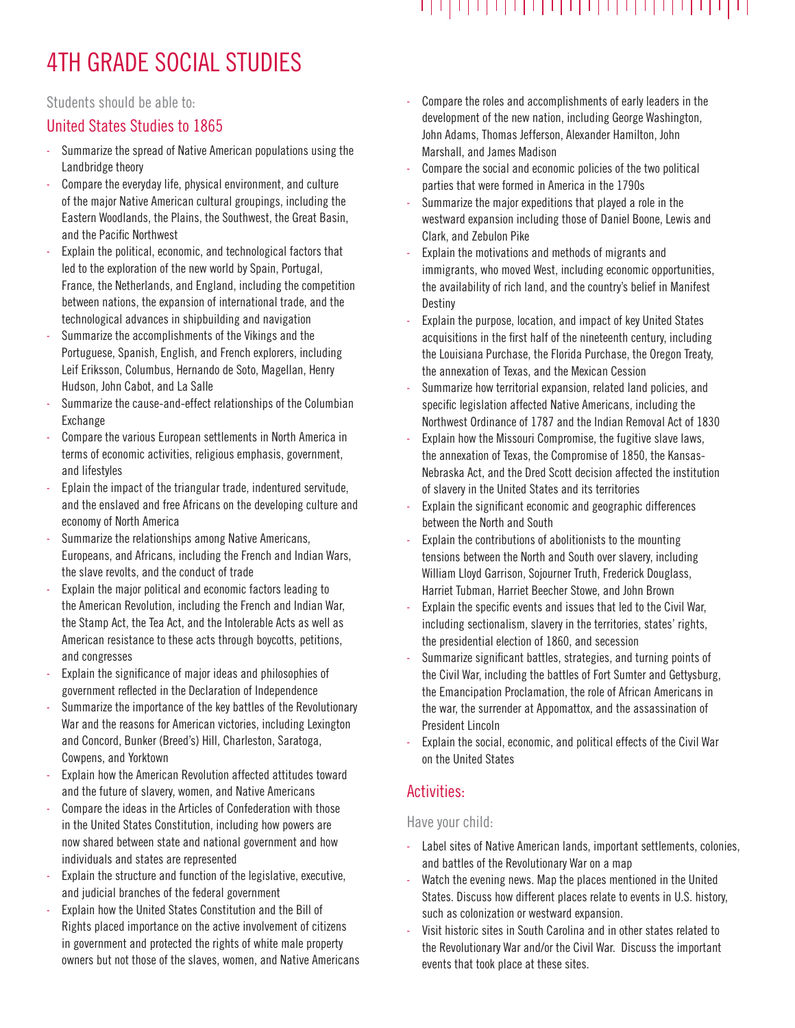# 4TH GRADE SOCIAL STUDIES

Students should be able to:

## United States Studies to 1865

- Summarize the spread of Native American populations using the Landbridge theory
- Compare the everyday life, physical environment, and culture of the major Native American cultural groupings, including the Eastern Woodlands, the Plains, the Southwest, the Great Basin, and the Pacific Northwest
- Explain the political, economic, and technological factors that led to the exploration of the new world by Spain, Portugal, France, the Netherlands, and England, including the competition between nations, the expansion of international trade, and the technological advances in shipbuilding and navigation
- Summarize the accomplishments of the Vikings and the Portuguese, Spanish, English, and French explorers, including Leif Eriksson, Columbus, Hernando de Soto, Magellan, Henry Hudson, John Cabot, and La Salle
- Summarize the cause-and-effect relationships of the Columbian Exchange
- Compare the various European settlements in North America in terms of economic activities, religious emphasis, government, and lifestyles
- Eplain the impact of the triangular trade, indentured servitude, and the enslaved and free Africans on the developing culture and economy of North America
- Summarize the relationships among Native Americans, Europeans, and Africans, including the French and Indian Wars, the slave revolts, and the conduct of trade
- Explain the major political and economic factors leading to the American Revolution, including the French and Indian War, the Stamp Act, the Tea Act, and the Intolerable Acts as well as American resistance to these acts through boycotts, petitions, and congresses
- Explain the significance of major ideas and philosophies of government reflected in the Declaration of Independence
- Summarize the importance of the key battles of the Revolutionary War and the reasons for American victories, including Lexington and Concord, Bunker (Breed's) Hill, Charleston, Saratoga, Cowpens, and Yorktown
- Explain how the American Revolution affected attitudes toward and the future of slavery, women, and Native Americans
- Compare the ideas in the Articles of Confederation with those in the United States Constitution, including how powers are now shared between state and national government and how individuals and states are represented
- Explain the structure and function of the legislative, executive, and judicial branches of the federal government
- Explain how the United States Constitution and the Bill of Rights placed importance on the active involvement of citizens in government and protected the rights of white male property owners but not those of the slaves, women, and Native Americans
- Compare the roles and accomplishments of early leaders in the development of the new nation, including George Washington, John Adams, Thomas Jefferson, Alexander Hamilton, John Marshall, and James Madison
- Compare the social and economic policies of the two political parties that were formed in America in the 1790s
- Summarize the major expeditions that played a role in the westward expansion including those of Daniel Boone, Lewis and Clark, and Zebulon Pike
- Explain the motivations and methods of migrants and immigrants, who moved West, including economic opportunities, the availability of rich land, and the country's belief in Manifest Destiny
- Explain the purpose, location, and impact of key United States acquisitions in the first half of the nineteenth century, including the Louisiana Purchase, the Florida Purchase, the Oregon Treaty, the annexation of Texas, and the Mexican Cession
- Summarize how territorial expansion, related land policies, and specific legislation affected Native Americans, including the Northwest Ordinance of 1787 and the Indian Removal Act of 1830
- Explain how the Missouri Compromise, the fugitive slave laws, the annexation of Texas, the Compromise of 1850, the Kansas-Nebraska Act, and the Dred Scott decision affected the institution of slavery in the United States and its territories
- Explain the significant economic and geographic differences between the North and South
- Explain the contributions of abolitionists to the mounting tensions between the North and South over slavery, including William Lloyd Garrison, Sojourner Truth, Frederick Douglass, Harriet Tubman, Harriet Beecher Stowe, and John Brown
- Explain the specific events and issues that led to the Civil War, including sectionalism, slavery in the territories, states' rights, the presidential election of 1860, and secession
- Summarize significant battles, strategies, and turning points of the Civil War, including the battles of Fort Sumter and Gettysburg, the Emancipation Proclamation, the role of African Americans in the war, the surrender at Appomattox, and the assassination of President Lincoln
- Explain the social, economic, and political effects of the Civil War on the United States

## Activities:

Have your child:

- Label sites of Native American lands, important settlements, colonies, and battles of the Revolutionary War on a map
- Watch the evening news. Map the places mentioned in the United States. Discuss how different places relate to events in U.S. history, such as colonization or westward expansion.
- Visit historic sites in South Carolina and in other states related to the Revolutionary War and/or the Civil War. Discuss the important events that took place at these sites.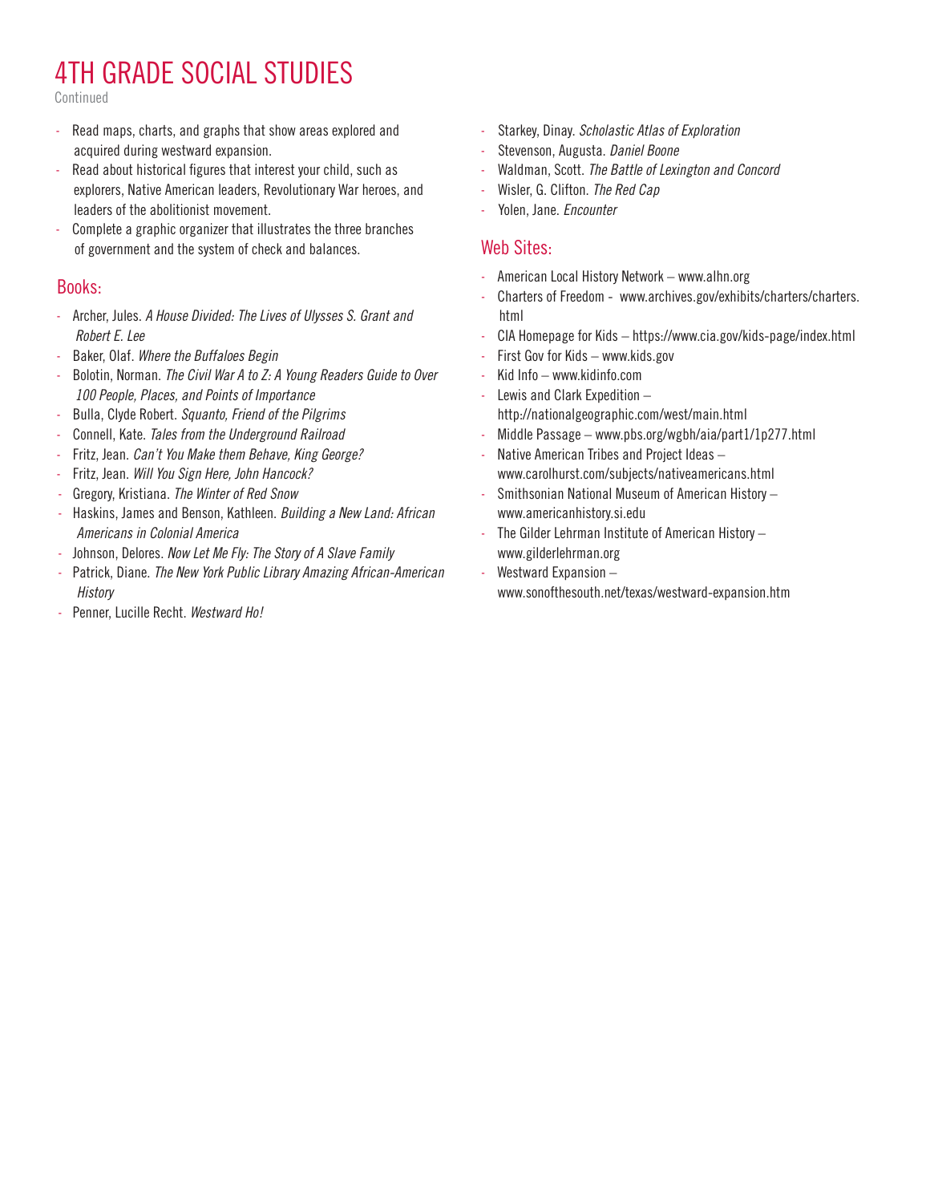# 4TH GRADE SOCIAL STUDIES

Continued

- Read maps, charts, and graphs that show areas explored and acquired during westward expansion.
- Read about historical figures that interest your child, such as explorers, Native American leaders, Revolutionary War heroes, and leaders of the abolitionist movement.
- Complete a graphic organizer that illustrates the three branches of government and the system of check and balances.

## Books:

- Archer, Jules. *A House Divided: The Lives of Ulysses S. Grant and Robert E. Lee*
- Baker, Olaf. *Where the Buffaloes Begin*
- Bolotin, Norman. *The Civil War A to Z: A Young Readers Guide to Over 100 People, Places, and Points of Importance*
- Bulla, Clyde Robert. *Squanto, Friend of the Pilgrims*
- Connell, Kate. *Tales from the Underground Railroad*
- Fritz, Jean. *Can't You Make them Behave, King George?*
- Fritz, Jean. *Will You Sign Here, John Hancock?*
- Gregory, Kristiana. *The Winter of Red Snow*
- Haskins, James and Benson, Kathleen. *Building a New Land: African Americans in Colonial America*
- Johnson, Delores. *Now Let Me Fly: The Story of A Slave Family*
- Patrick, Diane. *The New York Public Library Amazing African-American History*
- Penner, Lucille Recht. *Westward Ho!*
- Starkey, Dinay. *Scholastic Atlas of Exploration*
- Stevenson, Augusta. *Daniel Boone*
- Waldman, Scott. *The Battle of Lexington and Concord*
- Wisler, G. Clifton. *The Red Cap*
- Yolen, Jane. *Encounter*

## Web Sites:

- American Local History Network – www.alhn.org
- Charters of Freedom - www.archives.gov/exhibits/charters/charters.html
- CIA Homepage for Kids – https://www.cia.gov/kids-page/index.html
- First Gov for Kids – www.kids.gov
- Kid Info – www.kidinfo.com
- Lewis and Clark Expedition – http://nationalgeographic.com/west/main.html
- Middle Passage – www.pbs.org/wgbh/aia/part1/1p277.html
- Native American Tribes and Project Ideas – www.carolhurst.com/subjects/nativeamericans.html
- Smithsonian National Museum of American History – www.americanhistory.si.edu
- The Gilder Lehrman Institute of American History – www.gilderlehrman.org
- Westward Expansion – www.sonofthesouth.net/texas/westward-expansion.htm